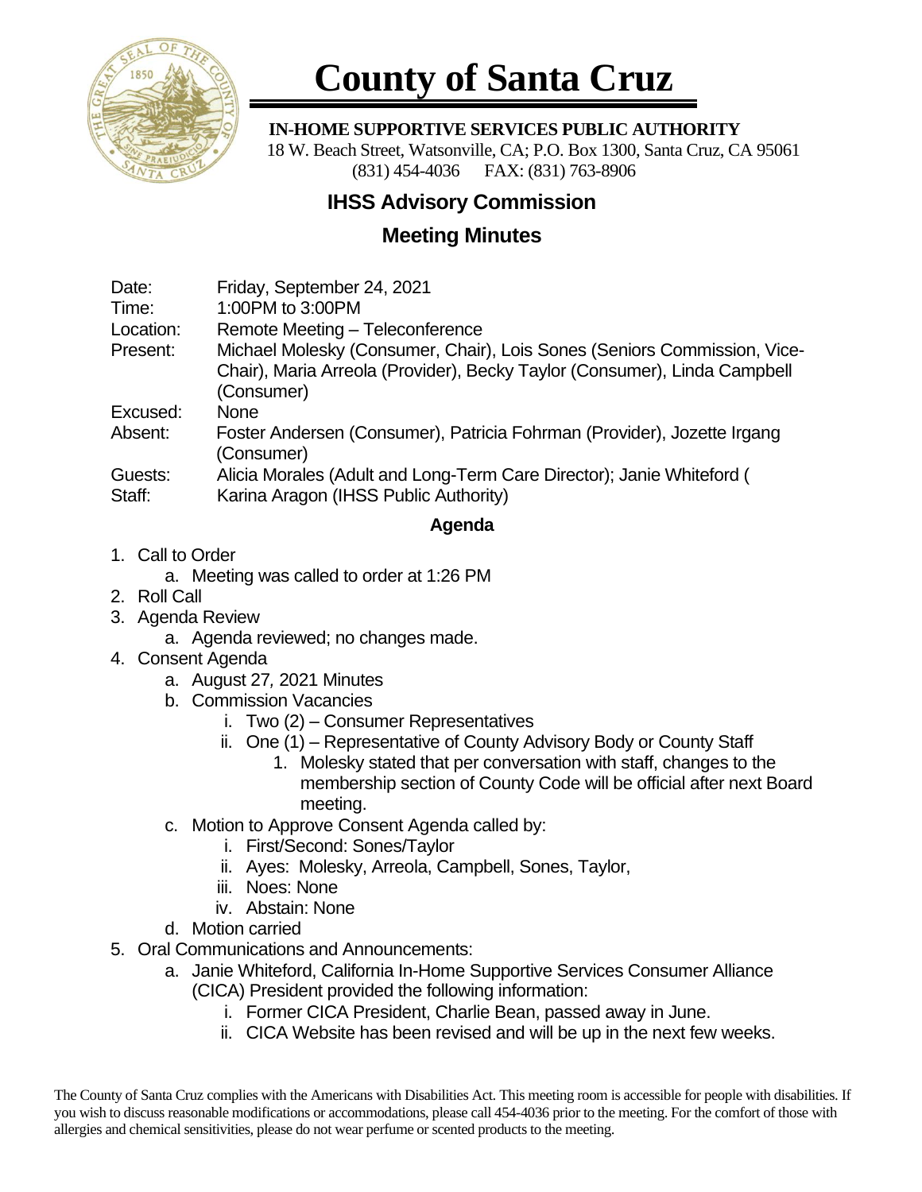# County of Santa Cruz

**IN-HOME SUPPORTIVE SERVICES PUBLIC AUTHORITY**
18 W. Beach Street, Watsonville, CA; P.O. Box 1300, Santa Cruz, CA 95061
(831) 454-4036 FAX: (831) 763-8906

## IHSS Advisory Commission

## Meeting Minutes

| | |
|---|---|
| Date: | Friday, September 24, 2021 |
| Time: | 1:00PM to 3:00PM |
| Location: | Remote Meeting – Teleconference |
| Present: | Michael Molesky (Consumer, Chair), Lois Sones (Seniors Commission, Vice-Chair), Maria Arreola (Provider), Becky Taylor (Consumer), Linda Campbell (Consumer) |
| Excused: | None |
| Absent: | Foster Andersen (Consumer), Patricia Fohrman (Provider), Jozette Irgang (Consumer) |
| Guests: | Alicia Morales (Adult and Long-Term Care Director); Janie Whiteford ( |
| Staff: | Karina Aragon (IHSS Public Authority) |

### Agenda

1. Call to Order
   a. Meeting was called to order at 1:26 PM
2. Roll Call
3. Agenda Review
   a. Agenda reviewed; no changes made.
4. Consent Agenda
   a. August 27, 2021 Minutes
   b. Commission Vacancies
      i. Two (2) – Consumer Representatives
      ii. One (1) – Representative of County Advisory Body or County Staff
         1. Molesky stated that per conversation with staff, changes to the membership section of County Code will be official after next Board meeting.
   c. Motion to Approve Consent Agenda called by:
      i. First/Second: Sones/Taylor
      ii. Ayes: Molesky, Arreola, Campbell, Sones, Taylor,
      iii. Noes: None
      iv. Abstain: None
   d. Motion carried
5. Oral Communications and Announcements:
   a. Janie Whiteford, California In-Home Supportive Services Consumer Alliance (CICA) President provided the following information:
      i. Former CICA President, Charlie Bean, passed away in June.
      ii. CICA Website has been revised and will be up in the next few weeks.

The County of Santa Cruz complies with the Americans with Disabilities Act. This meeting room is accessible for people with disabilities. If you wish to discuss reasonable modifications or accommodations, please call 454-4036 prior to the meeting. For the comfort of those with allergies and chemical sensitivities, please do not wear perfume or scented products to the meeting.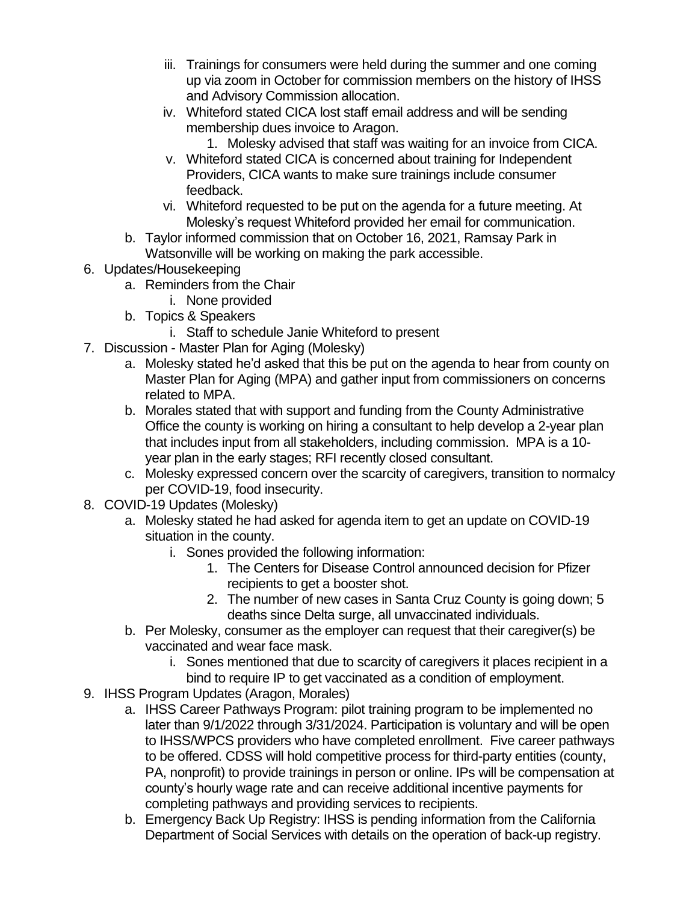iii. Trainings for consumers were held during the summer and one coming up via zoom in October for commission members on the history of IHSS and Advisory Commission allocation.
   iv. Whiteford stated CICA lost staff email address and will be sending membership dues invoice to Aragon.
      1. Molesky advised that staff was waiting for an invoice from CICA.
   v. Whiteford stated CICA is concerned about training for Independent Providers, CICA wants to make sure trainings include consumer feedback.
   vi. Whiteford requested to be put on the agenda for a future meeting. At Molesky's request Whiteford provided her email for communication.
   b. Taylor informed commission that on October 16, 2021, Ramsay Park in Watsonville will be working on making the park accessible.

6. Updates/Housekeeping
   a. Reminders from the Chair
      i. None provided
   b. Topics & Speakers
      i. Staff to schedule Janie Whiteford to present
7. Discussion - Master Plan for Aging (Molesky)
   a. Molesky stated he'd asked that this be put on the agenda to hear from county on Master Plan for Aging (MPA) and gather input from commissioners on concerns related to MPA.
   b. Morales stated that with support and funding from the County Administrative Office the county is working on hiring a consultant to help develop a 2-year plan that includes input from all stakeholders, including commission. MPA is a 10-year plan in the early stages; RFI recently closed consultant.
   c. Molesky expressed concern over the scarcity of caregivers, transition to normalcy per COVID-19, food insecurity.
8. COVID-19 Updates (Molesky)
   a. Molesky stated he had asked for agenda item to get an update on COVID-19 situation in the county.
      i. Sones provided the following information:
         1. The Centers for Disease Control announced decision for Pfizer recipients to get a booster shot.
         2. The number of new cases in Santa Cruz County is going down; 5 deaths since Delta surge, all unvaccinated individuals.
   b. Per Molesky, consumer as the employer can request that their caregiver(s) be vaccinated and wear face mask.
      i. Sones mentioned that due to scarcity of caregivers it places recipient in a bind to require IP to get vaccinated as a condition of employment.
9. IHSS Program Updates (Aragon, Morales)
   a. IHSS Career Pathways Program: pilot training program to be implemented no later than 9/1/2022 through 3/31/2024. Participation is voluntary and will be open to IHSS/WPCS providers who have completed enrollment. Five career pathways to be offered. CDSS will hold competitive process for third-party entities (county, PA, nonprofit) to provide trainings in person or online. IPs will be compensation at county's hourly wage rate and can receive additional incentive payments for completing pathways and providing services to recipients.
   b. Emergency Back Up Registry: IHSS is pending information from the California Department of Social Services with details on the operation of back-up registry.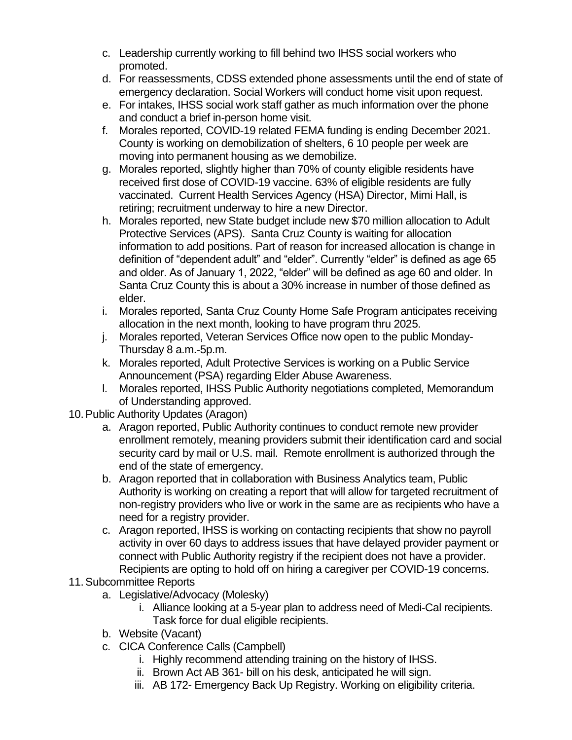c. Leadership currently working to fill behind two IHSS social workers who promoted.
d. For reassessments, CDSS extended phone assessments until the end of state of emergency declaration. Social Workers will conduct home visit upon request.
e. For intakes, IHSS social work staff gather as much information over the phone and conduct a brief in-person home visit.
f. Morales reported, COVID-19 related FEMA funding is ending December 2021. County is working on demobilization of shelters, 6 10 people per week are moving into permanent housing as we demobilize.
g. Morales reported, slightly higher than 70% of county eligible residents have received first dose of COVID-19 vaccine. 63% of eligible residents are fully vaccinated. Current Health Services Agency (HSA) Director, Mimi Hall, is retiring; recruitment underway to hire a new Director.
h. Morales reported, new State budget include new $70 million allocation to Adult Protective Services (APS). Santa Cruz County is waiting for allocation information to add positions. Part of reason for increased allocation is change in definition of "dependent adult" and "elder". Currently "elder" is defined as age 65 and older. As of January 1, 2022, "elder" will be defined as age 60 and older. In Santa Cruz County this is about a 30% increase in number of those defined as elder.
i. Morales reported, Santa Cruz County Home Safe Program anticipates receiving allocation in the next month, looking to have program thru 2025.
j. Morales reported, Veteran Services Office now open to the public Monday-Thursday 8 a.m.-5p.m.
k. Morales reported, Adult Protective Services is working on a Public Service Announcement (PSA) regarding Elder Abuse Awareness.
l. Morales reported, IHSS Public Authority negotiations completed, Memorandum of Understanding approved.

10. Public Authority Updates (Aragon)
    a. Aragon reported, Public Authority continues to conduct remote new provider enrollment remotely, meaning providers submit their identification card and social security card by mail or U.S. mail. Remote enrollment is authorized through the end of the state of emergency.
    b. Aragon reported that in collaboration with Business Analytics team, Public Authority is working on creating a report that will allow for targeted recruitment of non-registry providers who live or work in the same are as recipients who have a need for a registry provider.
    c. Aragon reported, IHSS is working on contacting recipients that show no payroll activity in over 60 days to address issues that have delayed provider payment or connect with Public Authority registry if the recipient does not have a provider. Recipients are opting to hold off on hiring a caregiver per COVID-19 concerns.

11. Subcommittee Reports
    a. Legislative/Advocacy (Molesky)
        i. Alliance looking at a 5-year plan to address need of Medi-Cal recipients. Task force for dual eligible recipients.
    b. Website (Vacant)
    c. CICA Conference Calls (Campbell)
        i. Highly recommend attending training on the history of IHSS.
        ii. Brown Act AB 361- bill on his desk, anticipated he will sign.
        iii. AB 172- Emergency Back Up Registry. Working on eligibility criteria.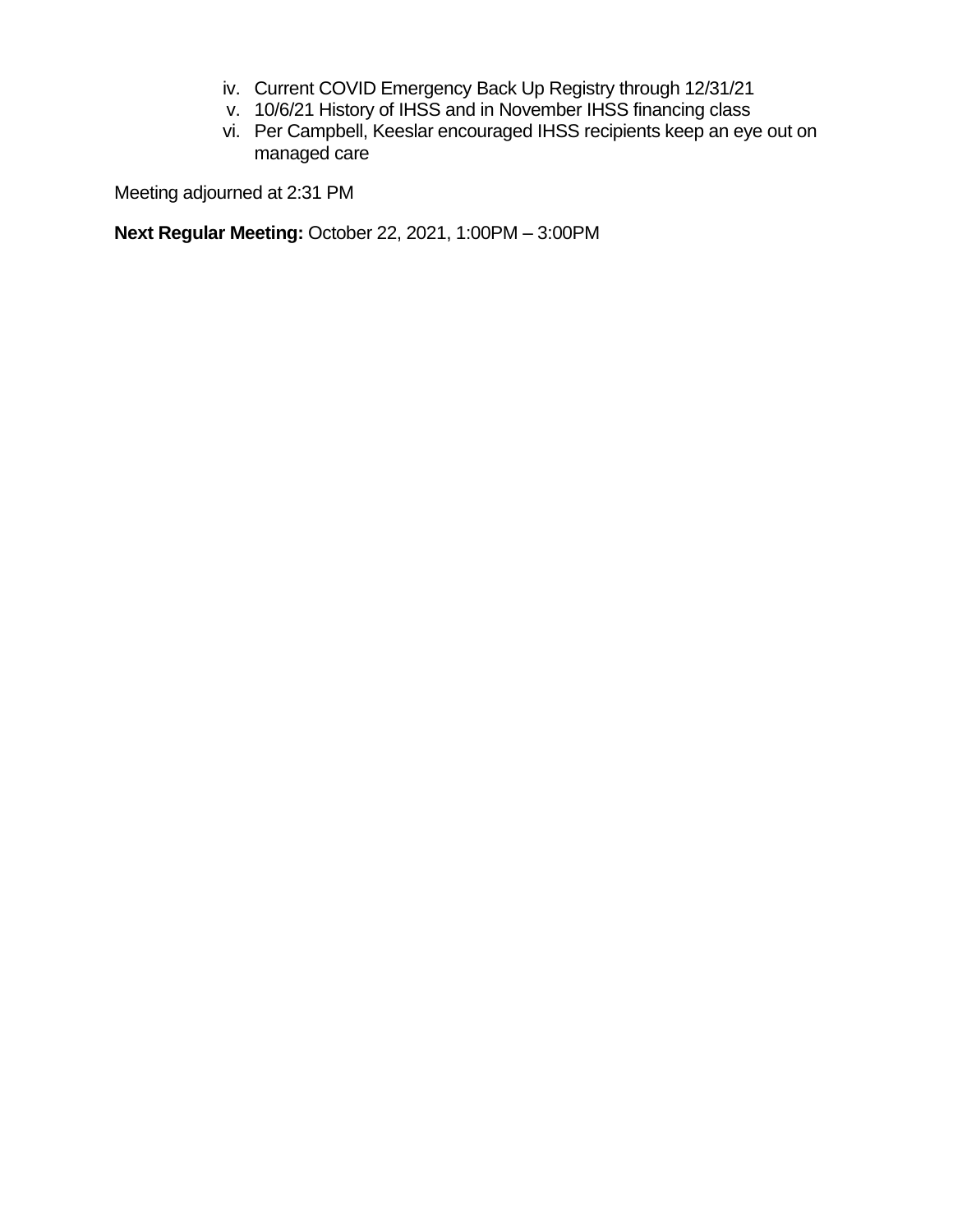iv. Current COVID Emergency Back Up Registry through 12/31/21
v. 10/6/21 History of IHSS and in November IHSS financing class
vi. Per Campbell, Keeslar encouraged IHSS recipients keep an eye out on managed care

Meeting adjourned at 2:31 PM

**Next Regular Meeting:** October 22, 2021, 1:00PM – 3:00PM